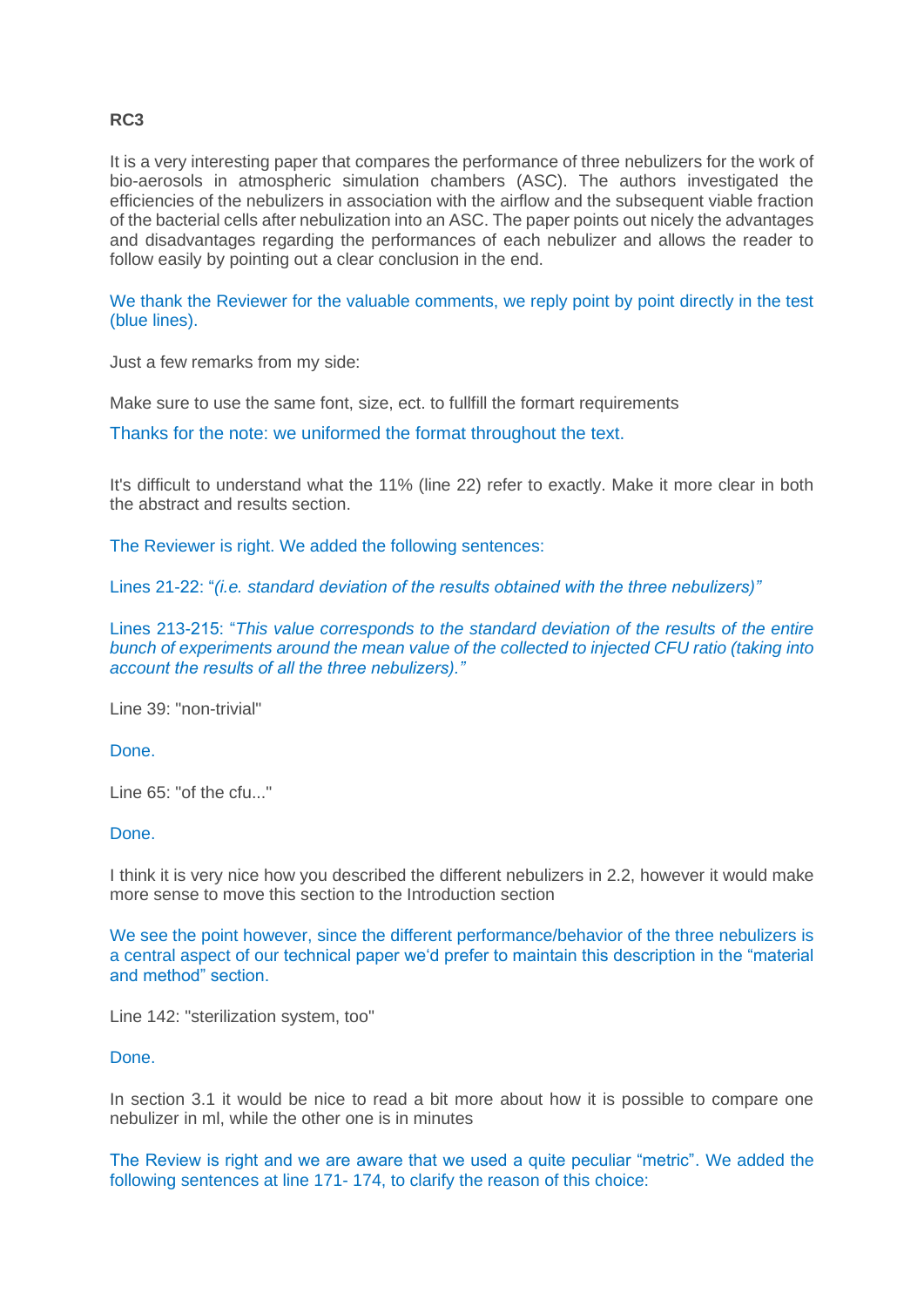**RC3**

It is a very interesting paper that compares the performance of three nebulizers for the work of bio-aerosols in atmospheric simulation chambers (ASC). The authors investigated the efficiencies of the nebulizers in association with the airflow and the subsequent viable fraction of the bacterial cells after nebulization into an ASC. The paper points out nicely the advantages and disadvantages regarding the performances of each nebulizer and allows the reader to follow easily by pointing out a clear conclusion in the end.

We thank the Reviewer for the valuable comments, we reply point by point directly in the test (blue lines).

Just a few remarks from my side:

Make sure to use the same font, size, ect. to fullfill the formart requirements

Thanks for the note: we uniformed the format throughout the text.

It's difficult to understand what the 11% (line 22) refer to exactly. Make it more clear in both the abstract and results section.

The Reviewer is right. We added the following sentences:

Lines 21-22: "*(i.e. standard deviation of the results obtained with the three nebulizers)"*

Lines 213-215: "*This value corresponds to the standard deviation of the results of the entire bunch of experiments around the mean value of the collected to injected CFU ratio (taking into account the results of all the three nebulizers)."*

Line 39: "non-trivial"

Done.

Line 65: "of the cfu..."

Done.

I think it is very nice how you described the different nebulizers in 2.2, however it would make more sense to move this section to the Introduction section

We see the point however, since the different performance/behavior of the three nebulizers is a central aspect of our technical paper we'd prefer to maintain this description in the "material and method" section.

Line 142: "sterilization system, too"

Done.

In section 3.1 it would be nice to read a bit more about how it is possible to compare one nebulizer in ml, while the other one is in minutes

The Review is right and we are aware that we used a quite peculiar "metric". We added the following sentences at line 171- 174, to clarify the reason of this choice: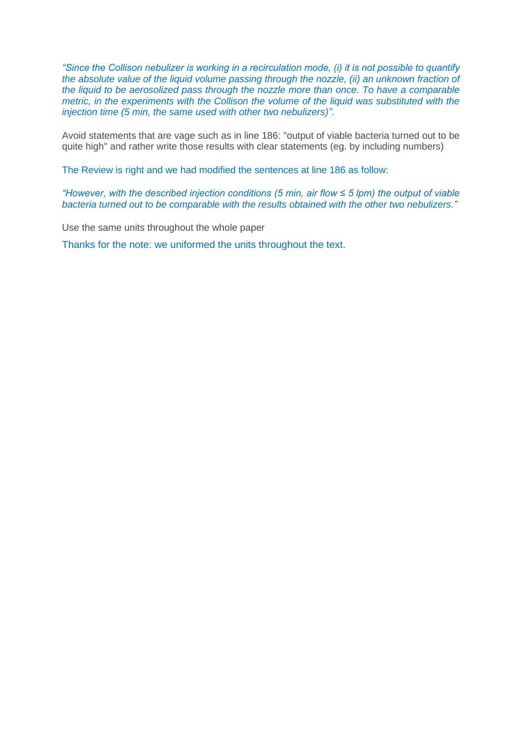*"Since the Collison nebulizer is working in a recirculation mode, (i) it is not possible to quantify the absolute value of the liquid volume passing through the nozzle, (ii) an unknown fraction of the liquid to be aerosolized pass through the nozzle more than once. To have a comparable metric, in the experiments with the Collison the volume of the liquid was substituted with the injection time (5 min, the same used with other two nebulizers)".*

Avoid statements that are vage such as in line 186: "output of viable bacteria turned out to be quite high" and rather write those results with clear statements (eg. by including numbers)

The Review is right and we had modified the sentences at line 186 as follow:

*"However, with the described injection conditions (5 min, air flow ≤ 5 lpm) the output of viable bacteria turned out to be comparable with the results obtained with the other two nebulizers."*

Use the same units throughout the whole paper

Thanks for the note: we uniformed the units throughout the text.